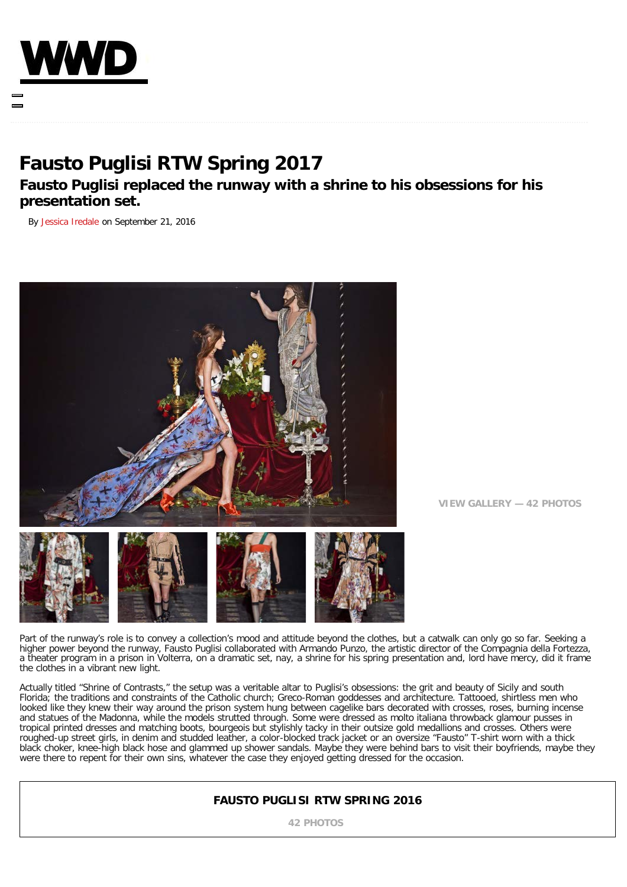# Fausto Puglisi RTW Spring 2017

## Fausto Puglisi replaced the runway with a shrine to his obsessions for his presentation set.

By Jessica Iredale on September 21, 2016

VIEW GALLERY — 42 PHOTOS

Part of the runway's role is to convey a collection's mood and attitude beyond the clothes, but a catwalk can only go so far. Seeking a higher power beyond the runway, Fausto Puglisi collaborated with Armando Punzo, the artistic director of the Compagnia della Fortezza, a theater program in a prison in Volterra, on a dramatic set, nay, a shrine for his spring presentation and, lord have mercy, did it frame the clothes in a vibrant new light.

Actually titled "Shrine of Contrasts," the setup was a veritable altar to Puglisi's obsessions: the grit and beauty of Sicily and south Florida; the traditions and constraints of the Catholic church; Greco-Roman goddesses and architecture. Tattooed, shirtless men who looked like they knew their way around the prison system hung between cagelike bars decorated with crosses, roses, burning incense and statues of the Madonna, while the models strutted through. Some were dressed as molto italiana throwback glamour pusses in tropical printed dresses and matching boots, bourgeois but stylishly tacky in their outsize gold medallions and crosses. Others were roughed-up street girls, in denim and studded leather, a color-blocked track jacket or an oversize "Fausto" T-shirt worn with a thick black choker, knee-high black hose and glammed up shower sandals. Maybe they were behind bars to visit their boyfriends, maybe they were there to repent for their own sins, whatever the case they enjoyed getting dressed for the occasion.

**FAUSTO PUGLISI RTW SPRING 2016**

42 PHOTOS